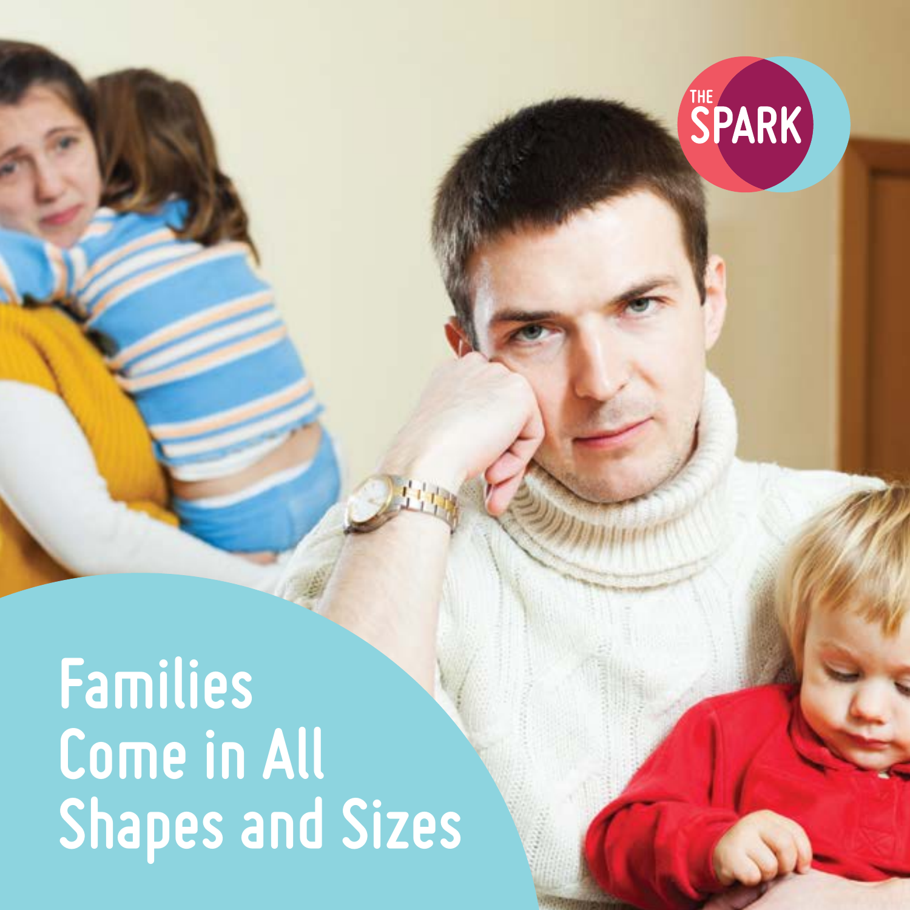THE SPARK

# Families Come in All Shapes and Sizes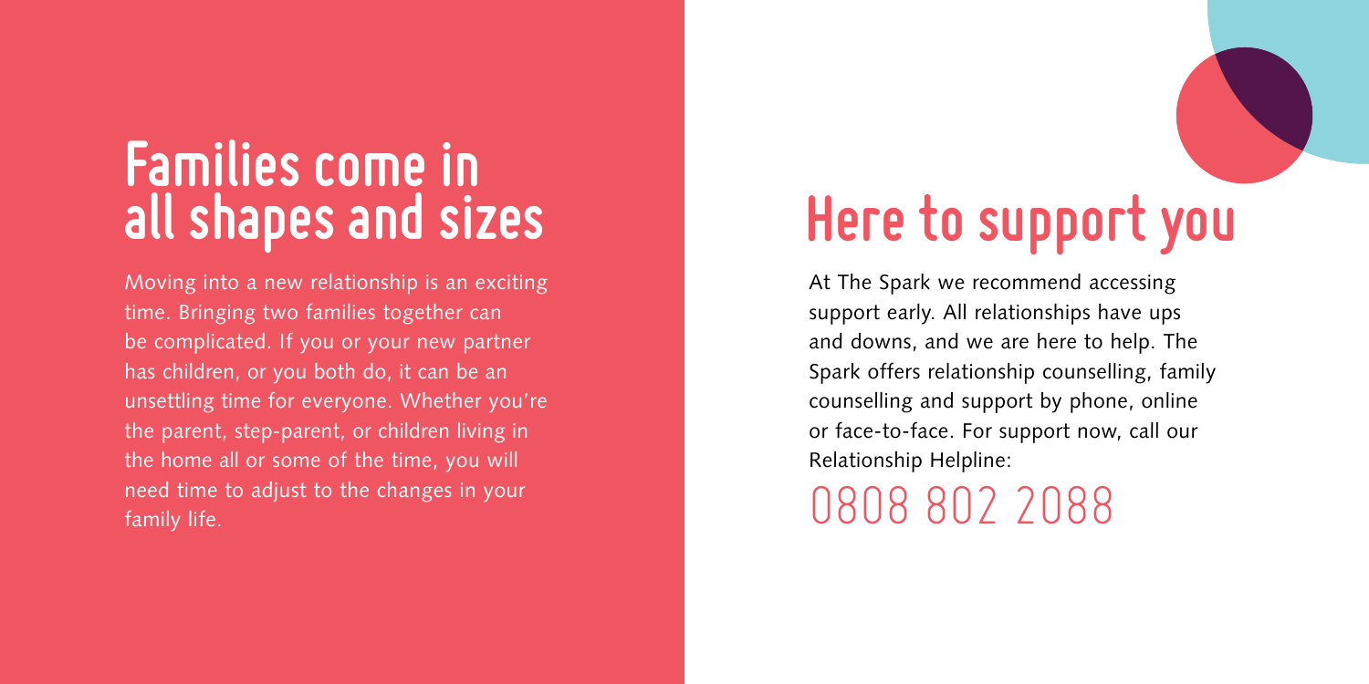## Families come in all shapes and sizes

Moving into a new relationship is an exciting time. Bringing two families together can be complicated. If you or your new partner has children, or you both do, it can be an unsettling time for everyone. Whether you're the parent, step-parent, or children living in the home all or some of the time, you will need time to adjust to the changes in your family life.

## Here to support you

At The Spark we recommend accessing support early. All relationships have ups and downs, and we are here to help. The Spark offers relationship counselling, family counselling and support by phone, online or face-to-face. For support now, call our Relationship Helpline:

0808 802 2088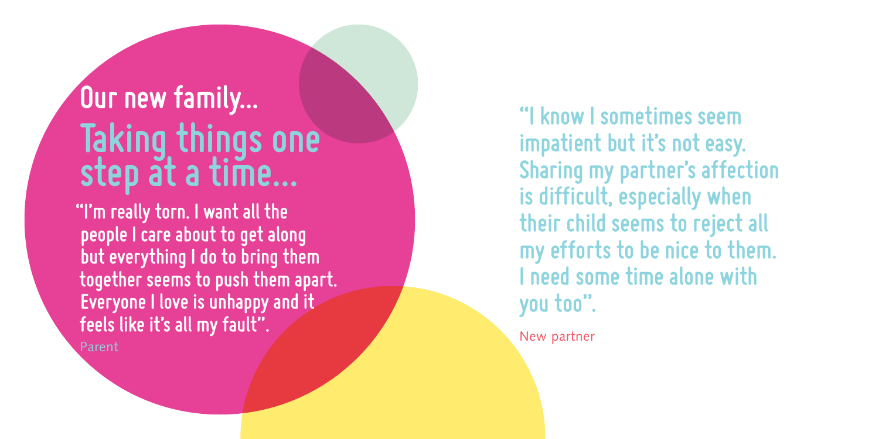# Our new family...

## Taking things one step at a time...

"I'm really torn. I want all the people I care about to get along but everything I do to bring them together seems to push them apart. Everyone I love is unhappy and it feels like it's all my fault".

Parent

"I know I sometimes seem impatient but it's not easy. Sharing my partner's affection is difficult, especially when their child seems to reject all my efforts to be nice to them. I need some time alone with you too".

New partner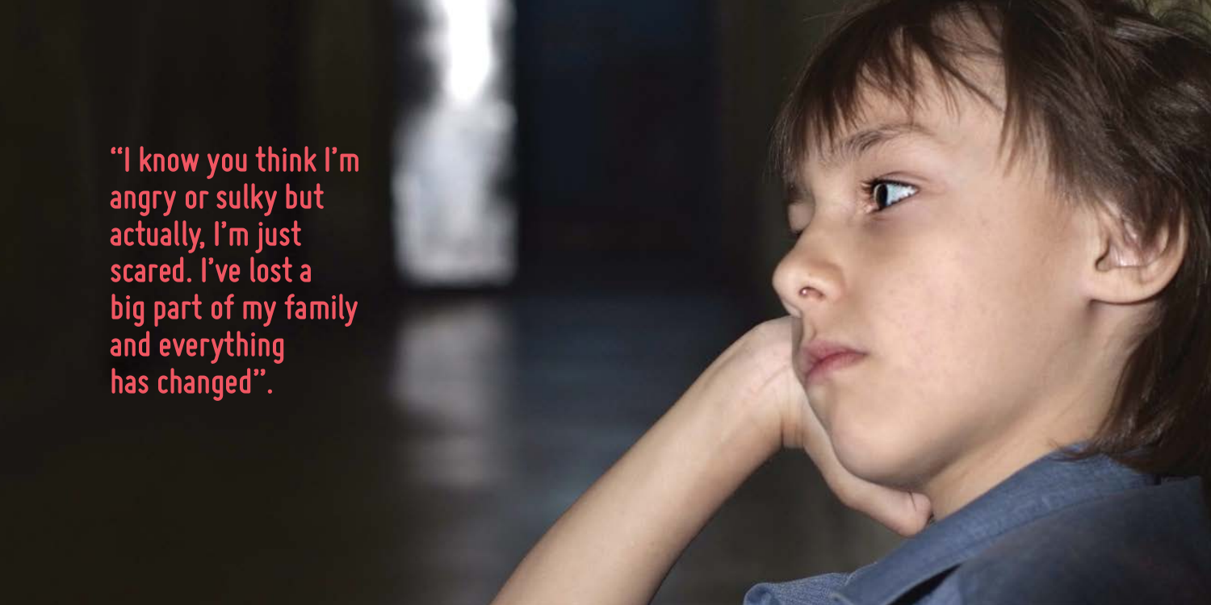"I know you think I'm angry or sulky but actually, I'm just scared. I've lost a big part of my family and everything has changed".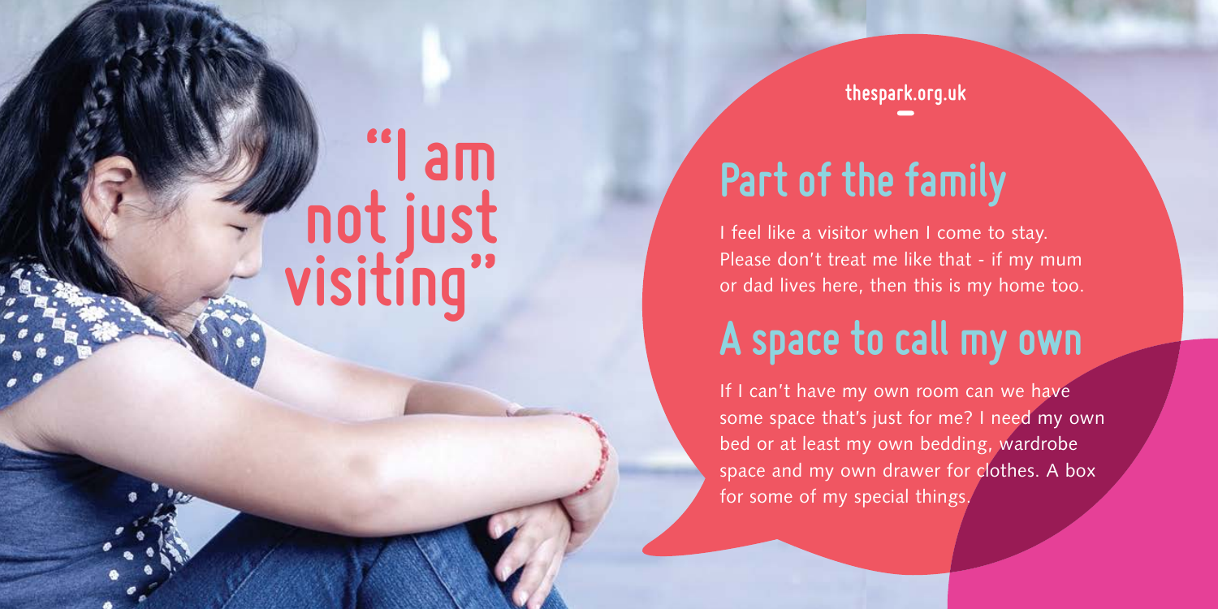# "I am not just visiting"

thespark.org.uk

## Part of the family

I feel like a visitor when I come to stay. Please don't treat me like that - if my mum or dad lives here, then this is my home too.

## A space to call my own

If I can't have my own room can we have some space that's just for me? I need my own bed or at least my own bedding, wardrobe space and my own drawer for clothes. A box for some of my special things.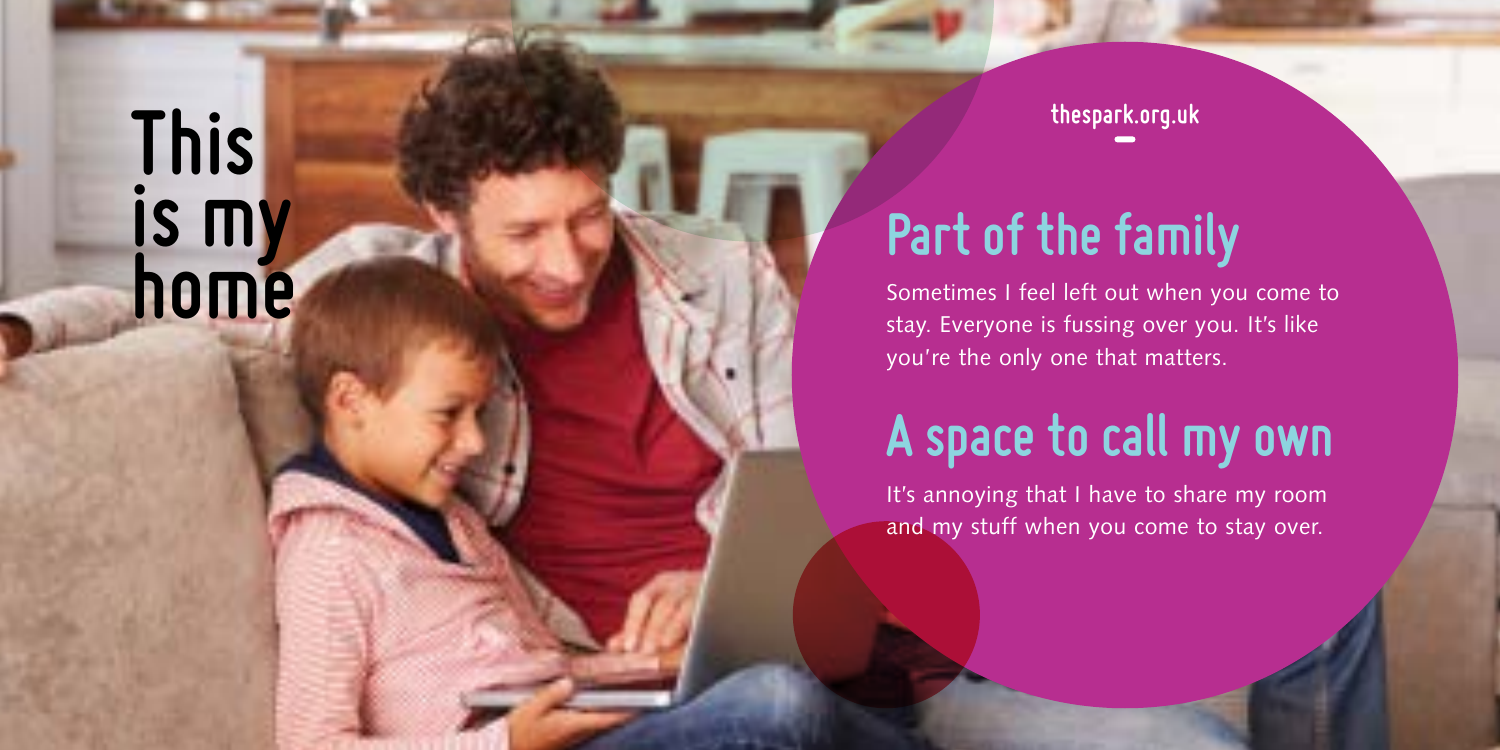# This is my home

thespark.org.uk

## Part of the family

Sometimes I feel left out when you come to stay. Everyone is fussing over you. It's like you're the only one that matters.

## A space to call my own

It's annoying that I have to share my room and my stuff when you come to stay over.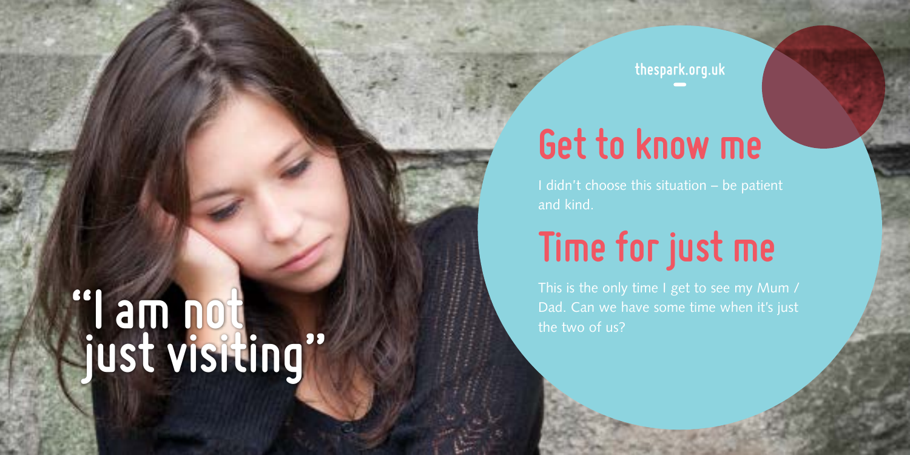# "I am not just visiting"

thespark.org.uk

## Get to know me

I didn't choose this situation – be patient and kind.

## Time for just me

This is the only time I get to see my Mum / Dad. Can we have some time when it's just the two of us?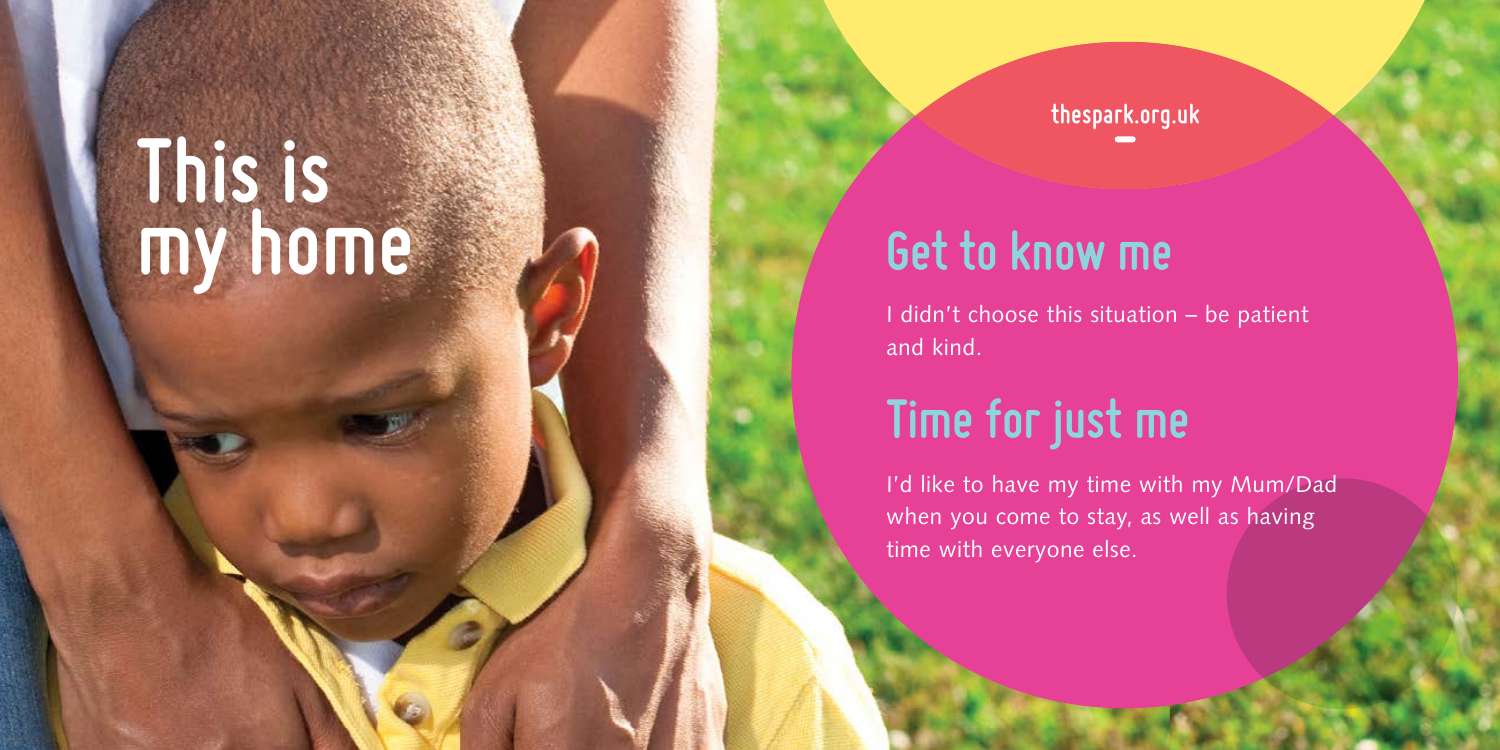# This is my home

thespark.org.uk

## Get to know me

I didn't choose this situation – be patient and kind.

## Time for just me

I'd like to have my time with my Mum/Dad when you come to stay, as well as having time with everyone else.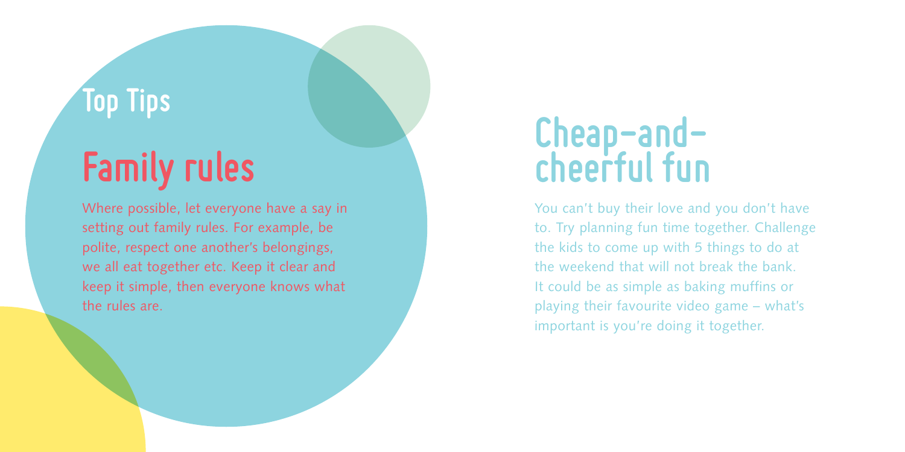## Top Tips

# Family rules

Where possible, let everyone have a say in setting out family rules. For example, be polite, respect one another's belongings, we all eat together etc. Keep it clear and keep it simple, then everyone knows what the rules are.

# Cheap-and-cheerful fun

You can't buy their love and you don't have to. Try planning fun time together. Challenge the kids to come up with 5 things to do at the weekend that will not break the bank. It could be as simple as baking muffins or playing their favourite video game – what's important is you're doing it together.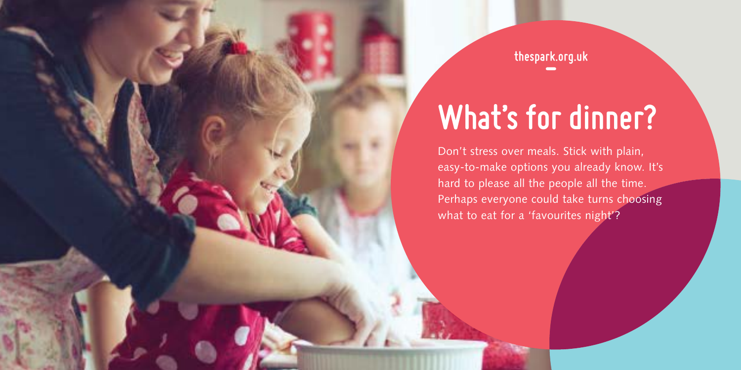thespark.org.uk

# What's for dinner?

Don't stress over meals. Stick with plain, easy-to-make options you already know. It's hard to please all the people all the time. Perhaps everyone could take turns choosing what to eat for a 'favourites night'?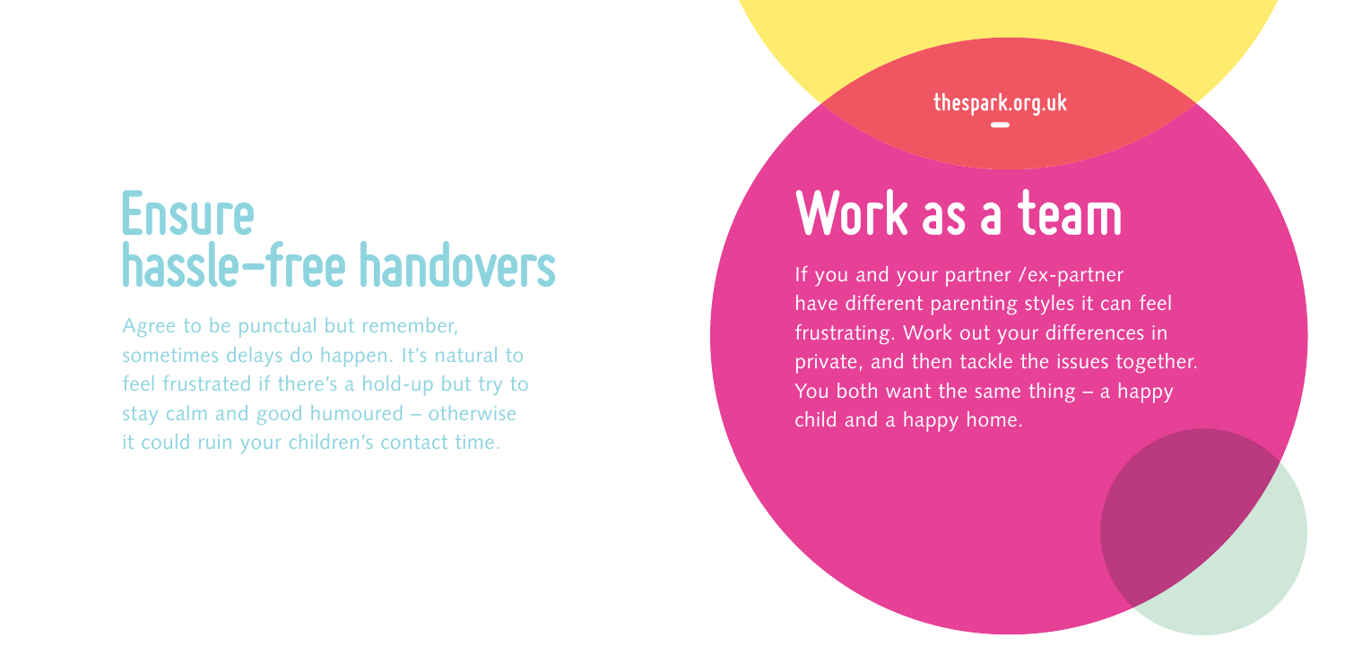## Ensure hassle-free handovers

Agree to be punctual but remember, sometimes delays do happen. It's natural to feel frustrated if there's a hold-up but try to stay calm and good humoured – otherwise it could ruin your children's contact time.

thespark.org.uk

## Work as a team

If you and your partner /ex-partner have different parenting styles it can feel frustrating. Work out your differences in private, and then tackle the issues together. You both want the same thing – a happy child and a happy home.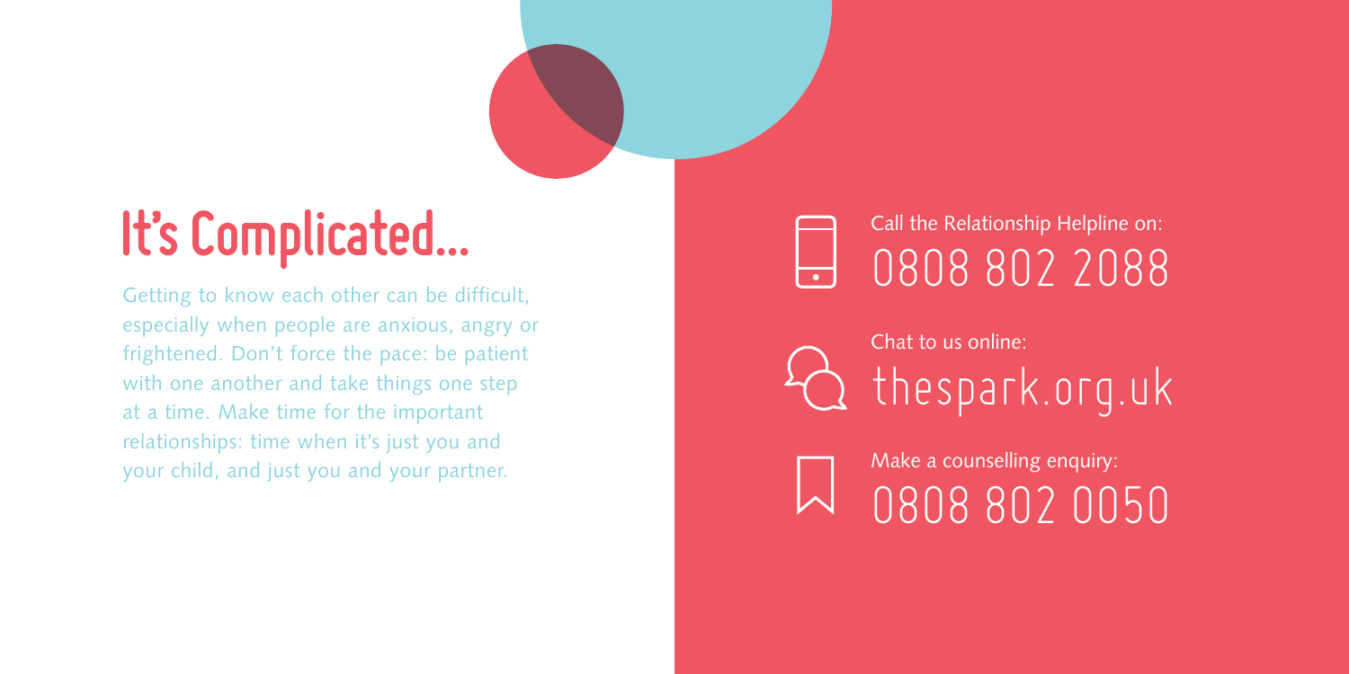# It's Complicated...

Getting to know each other can be difficult, especially when people are anxious, angry or frightened. Don't force the pace: be patient with one another and take things one step at a time. Make time for the important relationships: time when it's just you and your child, and just you and your partner.

Call the Relationship Helpline on:
0808 802 2088

Chat to us online:
thespark.org.uk

Make a counselling enquiry:
0808 802 0050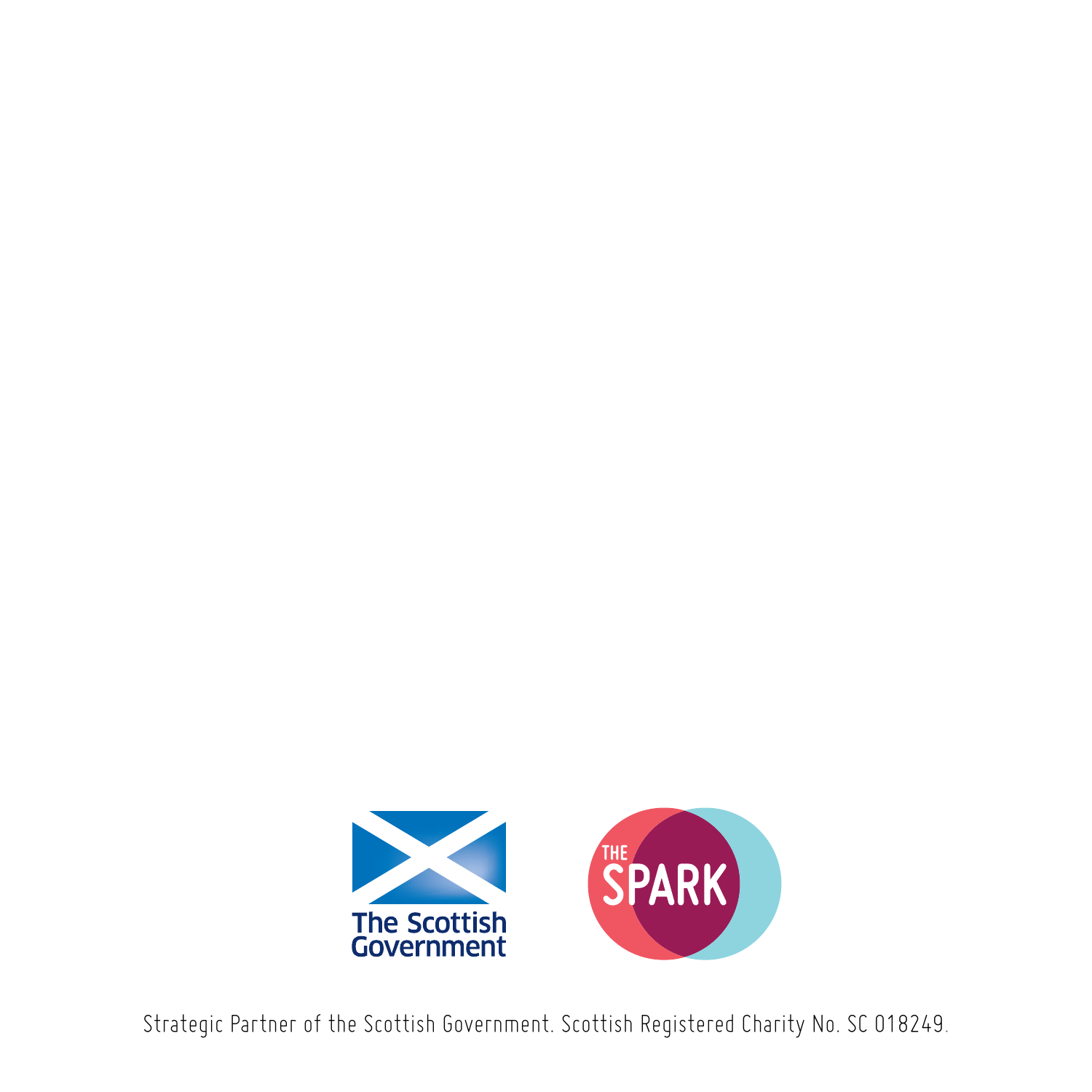The Scottish Government

THE SPARK

Strategic Partner of the Scottish Government. Scottish Registered Charity No. SC 018249.